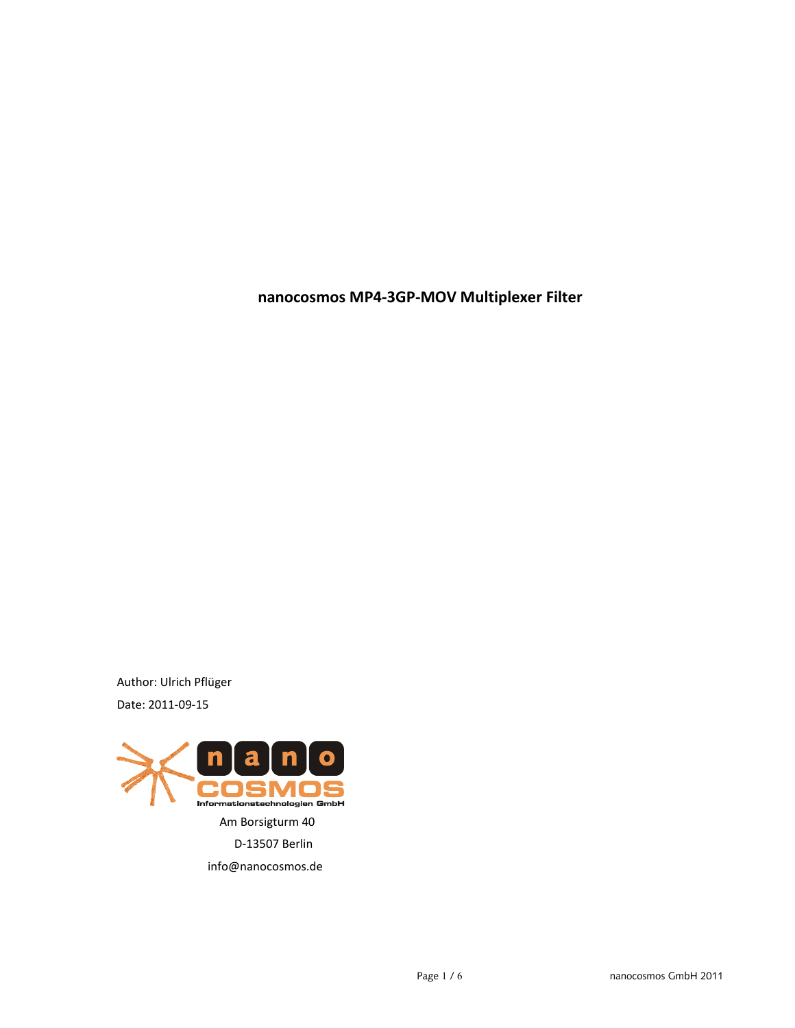# nanocosmos MP4-3GP-MOV Multiplexer Filter

Author: Ulrich Pflüger

Date: 2011-09-15

nano COSMOS Informationstechnologien GmbH

Am Borsigturm 40

D-13507 Berlin

info@nanocosmos.de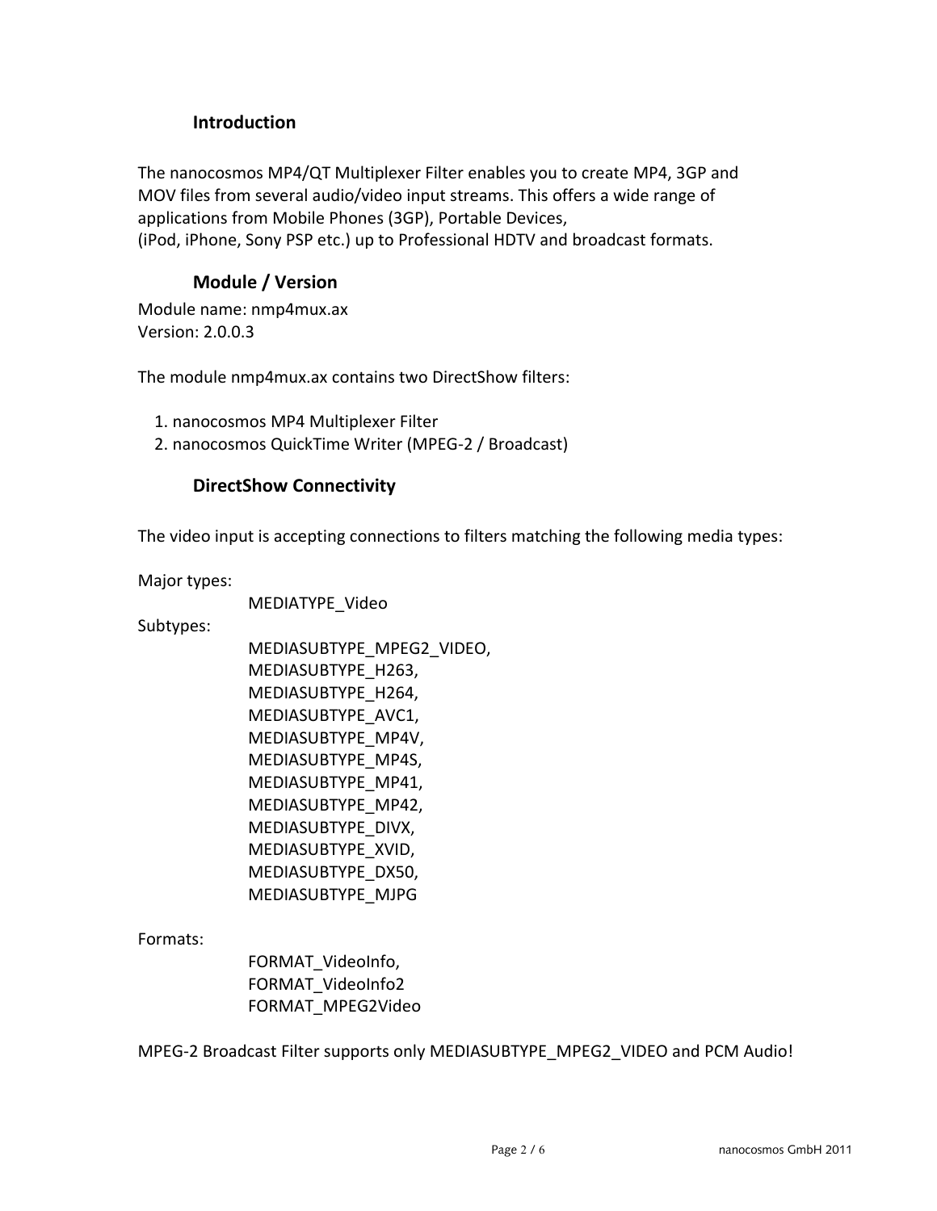## Introduction

The nanocosmos MP4/QT Multiplexer Filter enables you to create MP4, 3GP and MOV files from several audio/video input streams. This offers a wide range of applications from Mobile Phones (3GP), Portable Devices, (iPod, iPhone, Sony PSP etc.) up to Professional HDTV and broadcast formats.

## Module / Version

Module name: nmp4mux.ax
Version: 2.0.0.3

The module nmp4mux.ax contains two DirectShow filters:

1. nanocosmos MP4 Multiplexer Filter
2. nanocosmos QuickTime Writer (MPEG-2 / Broadcast)

## DirectShow Connectivity

The video input is accepting connections to filters matching the following media types:

Major types:

MEDIATYPE_Video

Subtypes:

MEDIASUBTYPE_MPEG2_VIDEO,
MEDIASUBTYPE_H263,
MEDIASUBTYPE_H264,
MEDIASUBTYPE_AVC1,
MEDIASUBTYPE_MP4V,
MEDIASUBTYPE_MP4S,
MEDIASUBTYPE_MP41,
MEDIASUBTYPE_MP42,
MEDIASUBTYPE_DIVX,
MEDIASUBTYPE_XVID,
MEDIASUBTYPE_DX50,
MEDIASUBTYPE_MJPG

Formats:

FORMAT_VideoInfo,
FORMAT_VideoInfo2
FORMAT_MPEG2Video

MPEG-2 Broadcast Filter supports only MEDIASUBTYPE_MPEG2_VIDEO and PCM Audio!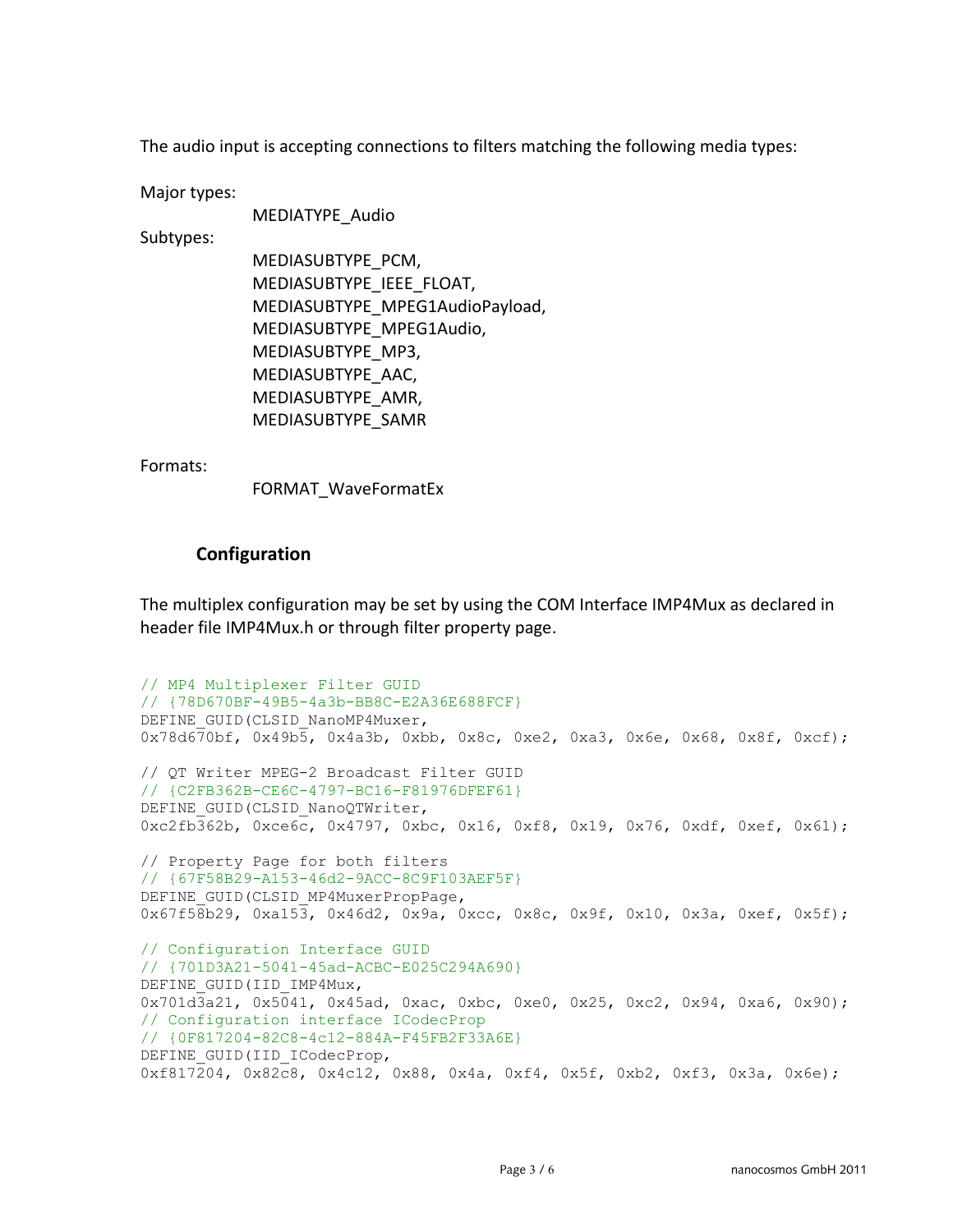The audio input is accepting connections to filters matching the following media types:

Major types:

MEDIATYPE_Audio

Subtypes:

MEDIASUBTYPE_PCM,
MEDIASUBTYPE_IEEE_FLOAT,
MEDIASUBTYPE_MPEG1AudioPayload,
MEDIASUBTYPE_MPEG1Audio,
MEDIASUBTYPE_MP3,
MEDIASUBTYPE_AAC,
MEDIASUBTYPE_AMR,
MEDIASUBTYPE_SAMR

Formats:

FORMAT_WaveFormatEx

### Configuration

The multiplex configuration may be set by using the COM Interface IMP4Mux as declared in header file IMP4Mux.h or through filter property page.

```
// MP4 Multiplexer Filter GUID
// {78D670BF-49B5-4a3b-BB8C-E2A36E688FCF}
DEFINE_GUID(CLSID_NanoMP4Muxer,
0x78d670bf, 0x49b5, 0x4a3b, 0xbb, 0x8c, 0xe2, 0xa3, 0x6e, 0x68, 0x8f, 0xcf);

// QT Writer MPEG-2 Broadcast Filter GUID
// {C2FB362B-CE6C-4797-BC16-F81976DFEF61}
DEFINE_GUID(CLSID_NanoQTWriter,
0xc2fb362b, 0xce6c, 0x4797, 0xbc, 0x16, 0xf8, 0x19, 0x76, 0xdf, 0xef, 0x61);

// Property Page for both filters
// {67F58B29-A153-46d2-9ACC-8C9F103AEF5F}
DEFINE_GUID(CLSID_MP4MuxerPropPage,
0x67f58b29, 0xa153, 0x46d2, 0x9a, 0xcc, 0x8c, 0x9f, 0x10, 0x3a, 0xef, 0x5f);

// Configuration Interface GUID
// {701D3A21-5041-45ad-ACBC-E025C294A690}
DEFINE_GUID(IID_IMP4Mux,
0x701d3a21, 0x5041, 0x45ad, 0xac, 0xbc, 0xe0, 0x25, 0xc2, 0x94, 0xa6, 0x90);
// Configuration interface ICodecProp
// {0F817204-82C8-4c12-884A-F45FB2F33A6E}
DEFINE_GUID(IID_ICodecProp,
0xf817204, 0x82c8, 0x4c12, 0x88, 0x4a, 0xf4, 0x5f, 0xb2, 0xf3, 0x3a, 0x6e);
```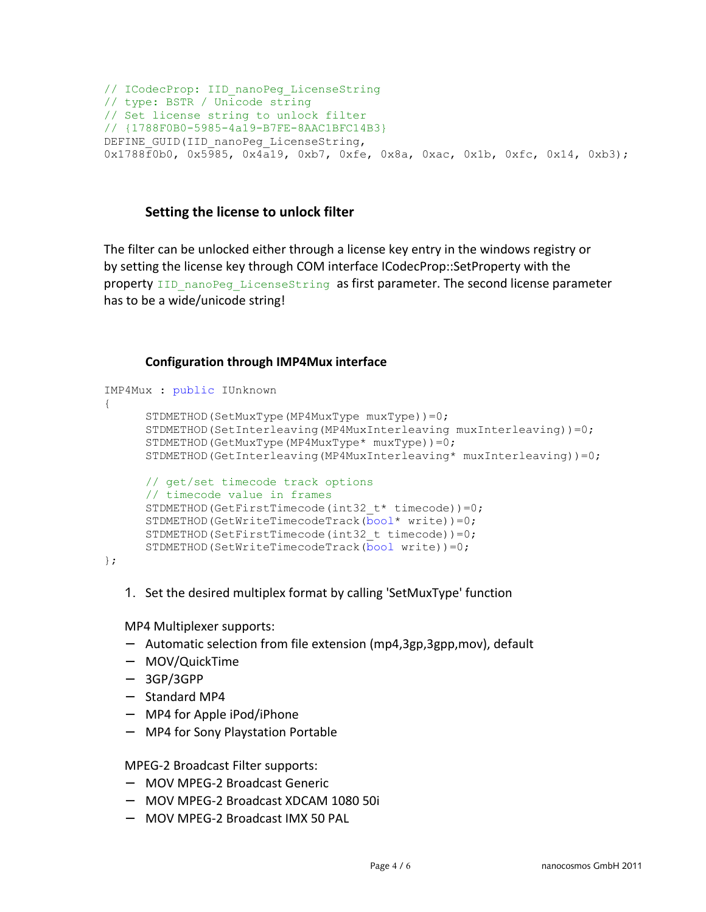```
// ICodecProp: IID_nanoPeg_LicenseString
// type: BSTR / Unicode string
// Set license string to unlock filter
// {1788F0B0-5985-4a19-B7FE-8AAC1BFC14B3}
DEFINE_GUID(IID_nanoPeg_LicenseString,
0x1788f0b0, 0x5985, 0x4a19, 0xb7, 0xfe, 0x8a, 0xac, 0x1b, 0xfc, 0x14, 0xb3);
```

### Setting the license to unlock filter

The filter can be unlocked either through a license key entry in the windows registry or by setting the license key through COM interface ICodecProp::SetProperty with the property `IID_nanoPeg_LicenseString` as first parameter. The second license parameter has to be a wide/unicode string!

### Configuration through IMP4Mux interface

```
IMP4Mux : public IUnknown
{
      STDMETHOD(SetMuxType(MP4MuxType muxType))=0;
      STDMETHOD(SetInterleaving(MP4MuxInterleaving muxInterleaving))=0;
      STDMETHOD(GetMuxType(MP4MuxType* muxType))=0;
      STDMETHOD(GetInterleaving(MP4MuxInterleaving* muxInterleaving))=0;

      // get/set timecode track options
      // timecode value in frames
      STDMETHOD(GetFirstTimecode(int32_t* timecode))=0;
      STDMETHOD(GetWriteTimecodeTrack(bool* write))=0;
      STDMETHOD(SetFirstTimecode(int32_t timecode))=0;
      STDMETHOD(SetWriteTimecodeTrack(bool write))=0;
};
```

1. Set the desired multiplex format by calling 'SetMuxType' function

MP4 Multiplexer supports:

- Automatic selection from file extension (mp4,3gp,3gpp,mov), default
- MOV/QuickTime
- 3GP/3GPP
- Standard MP4
- MP4 for Apple iPod/iPhone
- MP4 for Sony Playstation Portable

MPEG-2 Broadcast Filter supports:

- MOV MPEG-2 Broadcast Generic
- MOV MPEG-2 Broadcast XDCAM 1080 50i
- MOV MPEG-2 Broadcast IMX 50 PAL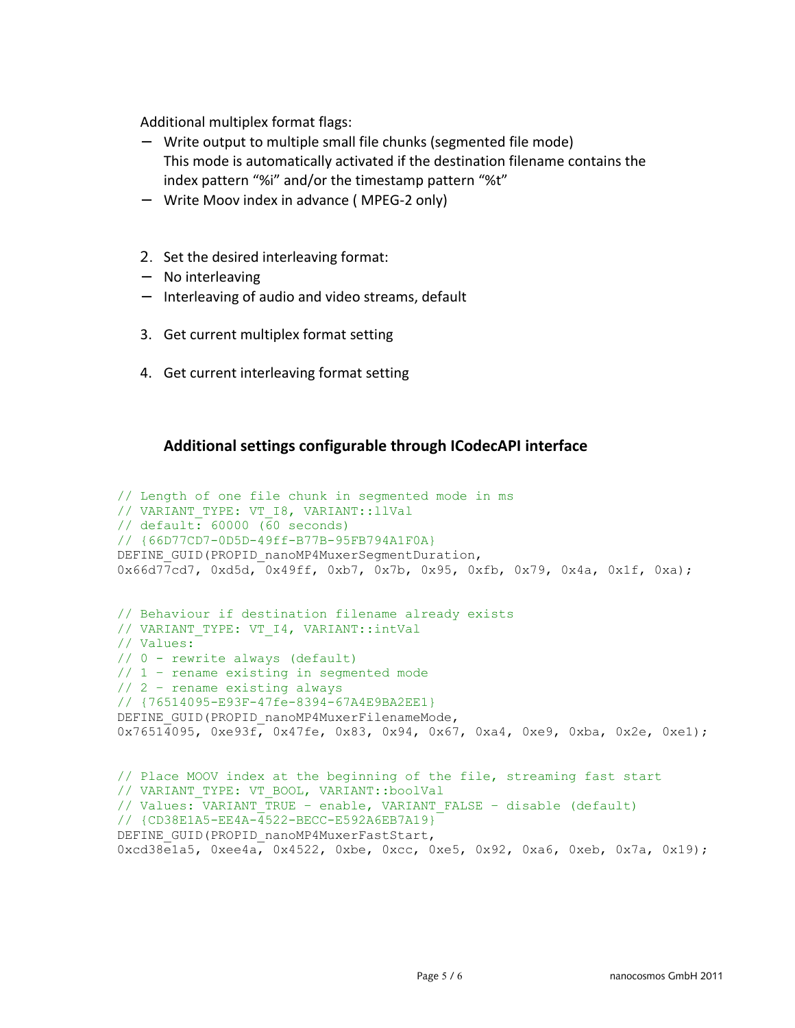Additional multiplex format flags:

- Write output to multiple small file chunks (segmented file mode)
  This mode is automatically activated if the destination filename contains the index pattern “%i” and/or the timestamp pattern “%t”
- Write Moov index in advance ( MPEG-2 only)

2. Set the desired interleaving format:
   - No interleaving
   - Interleaving of audio and video streams, default

3. Get current multiplex format setting

4. Get current interleaving format setting

## Additional settings configurable through ICodecAPI interface

```
// Length of one file chunk in segmented mode in ms
// VARIANT_TYPE: VT_I8, VARIANT::llVal
// default: 60000 (60 seconds)
// {66D77CD7-0D5D-49ff-B77B-95FB794A1F0A}
DEFINE_GUID(PROPID_nanoMP4MuxerSegmentDuration,
0x66d77cd7, 0xd5d, 0x49ff, 0xb7, 0x7b, 0x95, 0xfb, 0x79, 0x4a, 0x1f, 0xa);


// Behaviour if destination filename already exists
// VARIANT_TYPE: VT_I4, VARIANT::intVal
// Values:
// 0 - rewrite always (default)
// 1 - rename existing in segmented mode
// 2 - rename existing always
// {76514095-E93F-47fe-8394-67A4E9BA2EE1}
DEFINE_GUID(PROPID_nanoMP4MuxerFilenameMode,
0x76514095, 0xe93f, 0x47fe, 0x83, 0x94, 0x67, 0xa4, 0xe9, 0xba, 0x2e, 0xe1);


// Place MOOV index at the beginning of the file, streaming fast start
// VARIANT_TYPE: VT_BOOL, VARIANT::boolVal
// Values: VARIANT_TRUE - enable, VARIANT_FALSE - disable (default)
// {CD38E1A5-EE4A-4522-BECC-E592A6EB7A19}
DEFINE_GUID(PROPID_nanoMP4MuxerFastStart,
0xcd38e1a5, 0xee4a, 0x4522, 0xbe, 0xcc, 0xe5, 0x92, 0xa6, 0xeb, 0x7a, 0x19);
```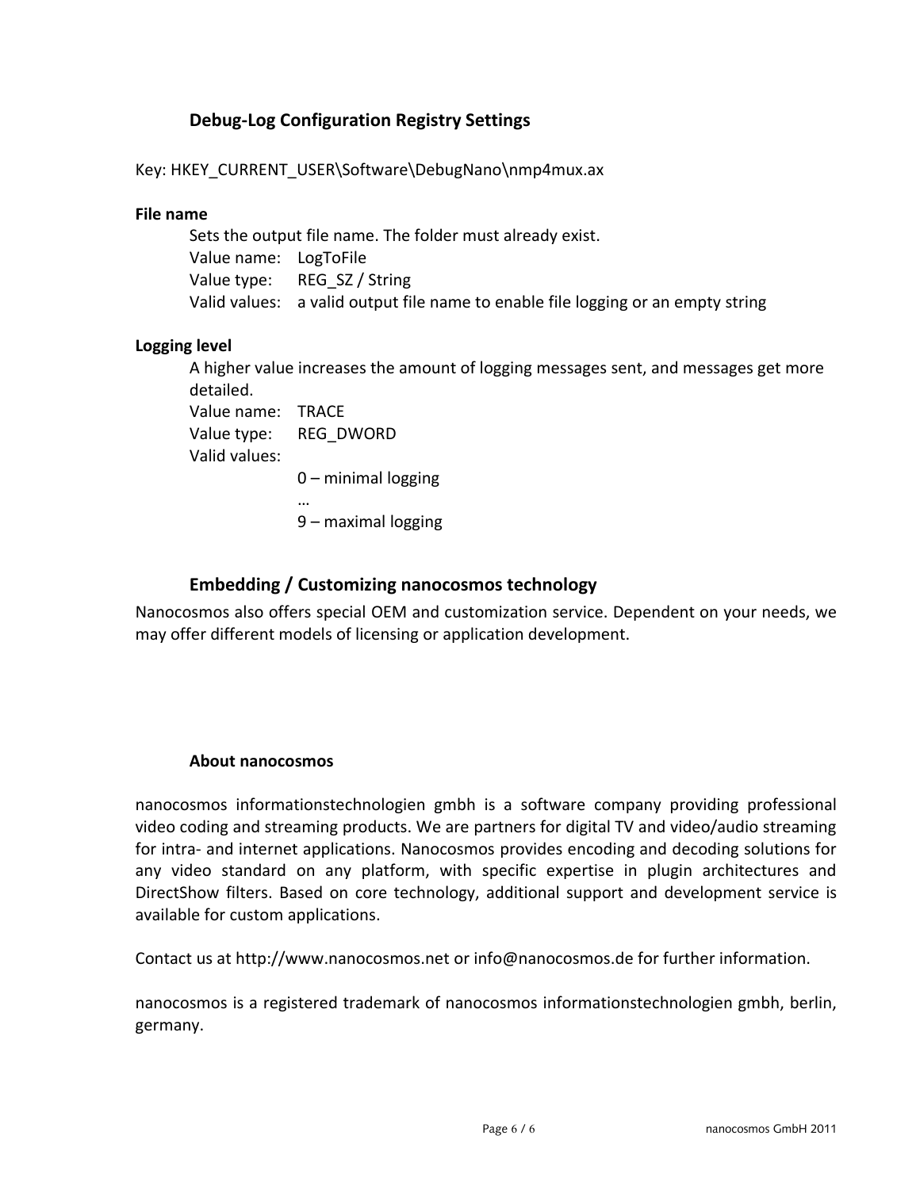### Debug-Log Configuration Registry Settings

Key: HKEY_CURRENT_USER\Software\DebugNano\nmp4mux.ax

**File name**

Sets the output file name. The folder must already exist.
Value name: LogToFile
Value type: REG_SZ / String
Valid values: a valid output file name to enable file logging or an empty string

**Logging level**

A higher value increases the amount of logging messages sent, and messages get more detailed.
Value name: TRACE
Value type: REG_DWORD
Valid values:

0 – minimal logging
…
9 – maximal logging

### Embedding / Customizing nanocosmos technology

Nanocosmos also offers special OEM and customization service. Dependent on your needs, we may offer different models of licensing or application development.

### About nanocosmos

nanocosmos informationstechnologien gmbh is a software company providing professional video coding and streaming products. We are partners for digital TV and video/audio streaming for intra- and internet applications. Nanocosmos provides encoding and decoding solutions for any video standard on any platform, with specific expertise in plugin architectures and DirectShow filters. Based on core technology, additional support and development service is available for custom applications.

Contact us at http://www.nanocosmos.net or info@nanocosmos.de for further information.

nanocosmos is a registered trademark of nanocosmos informationstechnologien gmbh, berlin, germany.